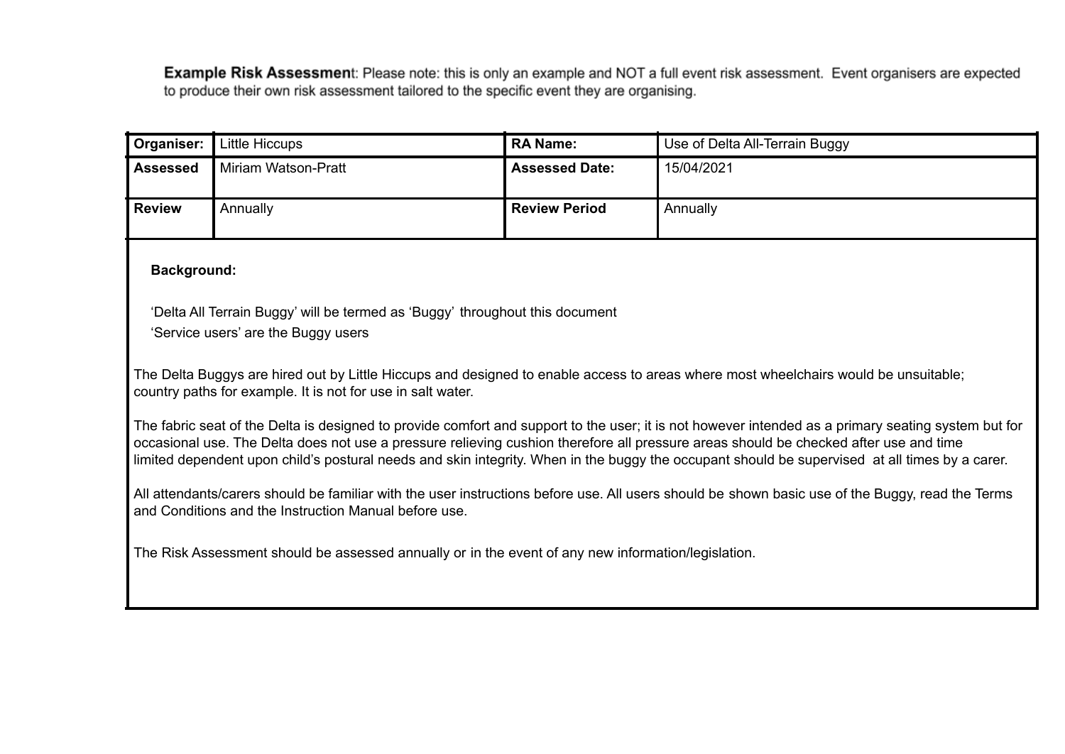**Example Risk Assessment**: Please note: this is only an example and NOT a full event risk assessment. Event organisers are expected to produce their own risk assessment tailored to the specific event they are organising.

| | | | |
|---|---|---|---|
| **Organiser:** | Little Hiccups | **RA Name:** | Use of Delta All-Terrain Buggy |
| **Assessed** | Miriam Watson-Pratt | **Assessed Date:** | 15/04/2021 |
| **Review** | Annually | **Review Period** | Annually |

**Background:**

'Delta All Terrain Buggy' will be termed as 'Buggy' throughout this document

'Service users' are the Buggy users

The Delta Buggys are hired out by Little Hiccups and designed to enable access to areas where most wheelchairs would be unsuitable; country paths for example. It is not for use in salt water.

The fabric seat of the Delta is designed to provide comfort and support to the user; it is not however intended as a primary seating system but for occasional use. The Delta does not use a pressure relieving cushion therefore all pressure areas should be checked after use and time limited dependent upon child's postural needs and skin integrity. When in the buggy the occupant should be supervised at all times by a carer.

All attendants/carers should be familiar with the user instructions before use. All users should be shown basic use of the Buggy, read the Terms and Conditions and the Instruction Manual before use.

The Risk Assessment should be assessed annually or in the event of any new information/legislation.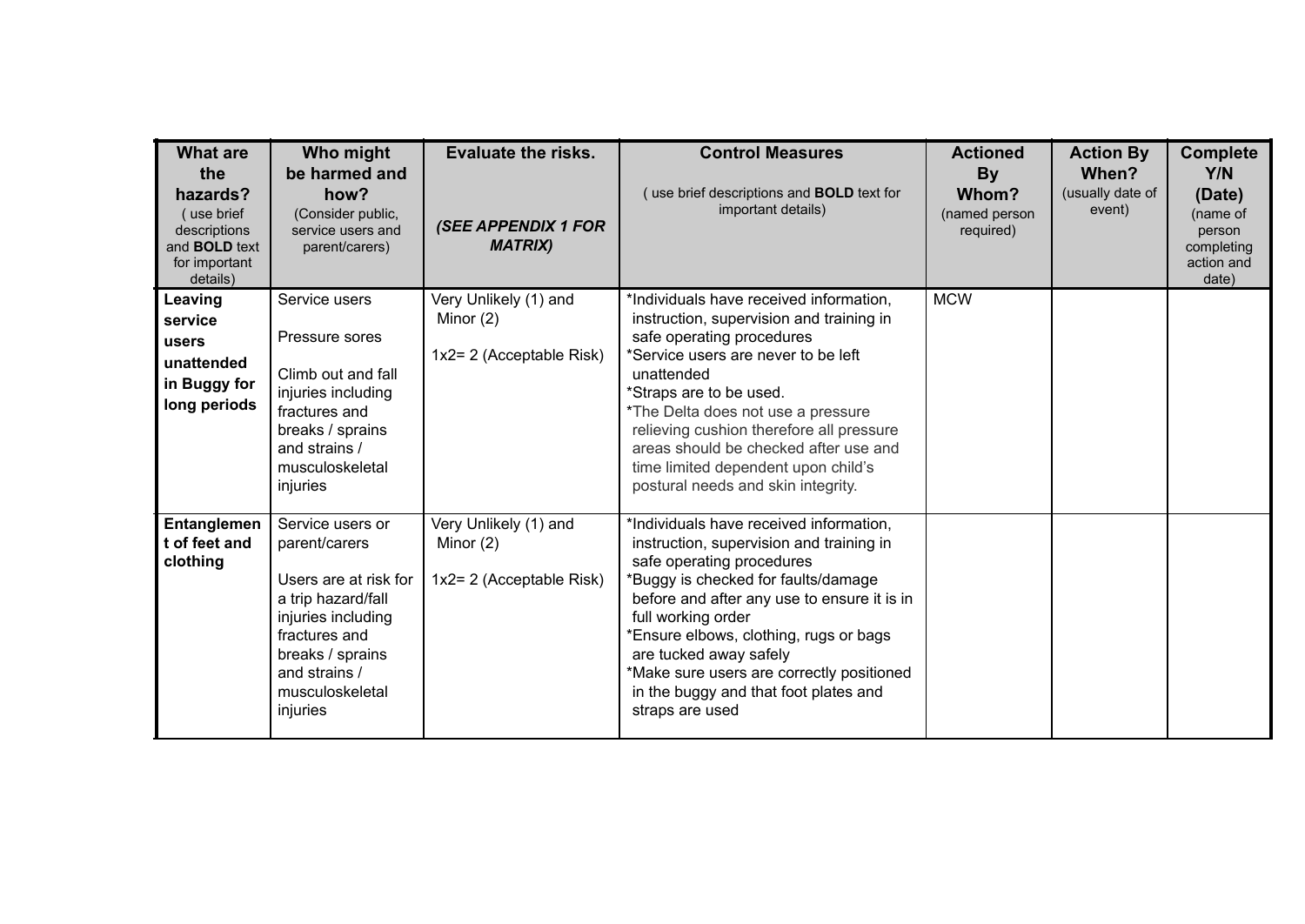| **What are the hazards?** ( use brief descriptions and **BOLD** text for important details) | **Who might be harmed and how?** (Consider public, service users and parent/carers) | **Evaluate the risks.** ***(SEE APPENDIX 1 FOR MATRIX)*** | **Control Measures** ( use brief descriptions and **BOLD** text for important details) | **Actioned By Whom?** (named person required) | **Action By When?** (usually date of event) | **Complete Y/N (Date)** (name of person completing action and date) |
|---|---|---|---|---|---|---|
| **Leaving service users unattended in Buggy for long periods** | Service users<br><br>Pressure sores<br><br>Climb out and fall injuries including fractures and breaks / sprains and strains / musculoskeletal injuries | Very Unlikely (1) and Minor (2)<br><br>1x2= 2 (Acceptable Risk) | *Individuals have received information, instruction, supervision and training in safe operating procedures<br>*Service users are never to be left unattended<br>*Straps are to be used.<br>*The Delta does not use a pressure relieving cushion therefore all pressure areas should be checked after use and time limited dependent upon child's postural needs and skin integrity. | MCW | | |
| **Entanglement of feet and clothing** | Service users or parent/carers<br><br>Users are at risk for a trip hazard/fall injuries including fractures and breaks / sprains and strains / musculoskeletal injuries | Very Unlikely (1) and Minor (2)<br><br>1x2= 2 (Acceptable Risk) | *Individuals have received information, instruction, supervision and training in safe operating procedures<br>*Buggy is checked for faults/damage before and after any use to ensure it is in full working order<br>*Ensure elbows, clothing, rugs or bags are tucked away safely<br>*Make sure users are correctly positioned in the buggy and that foot plates and straps are used | | | |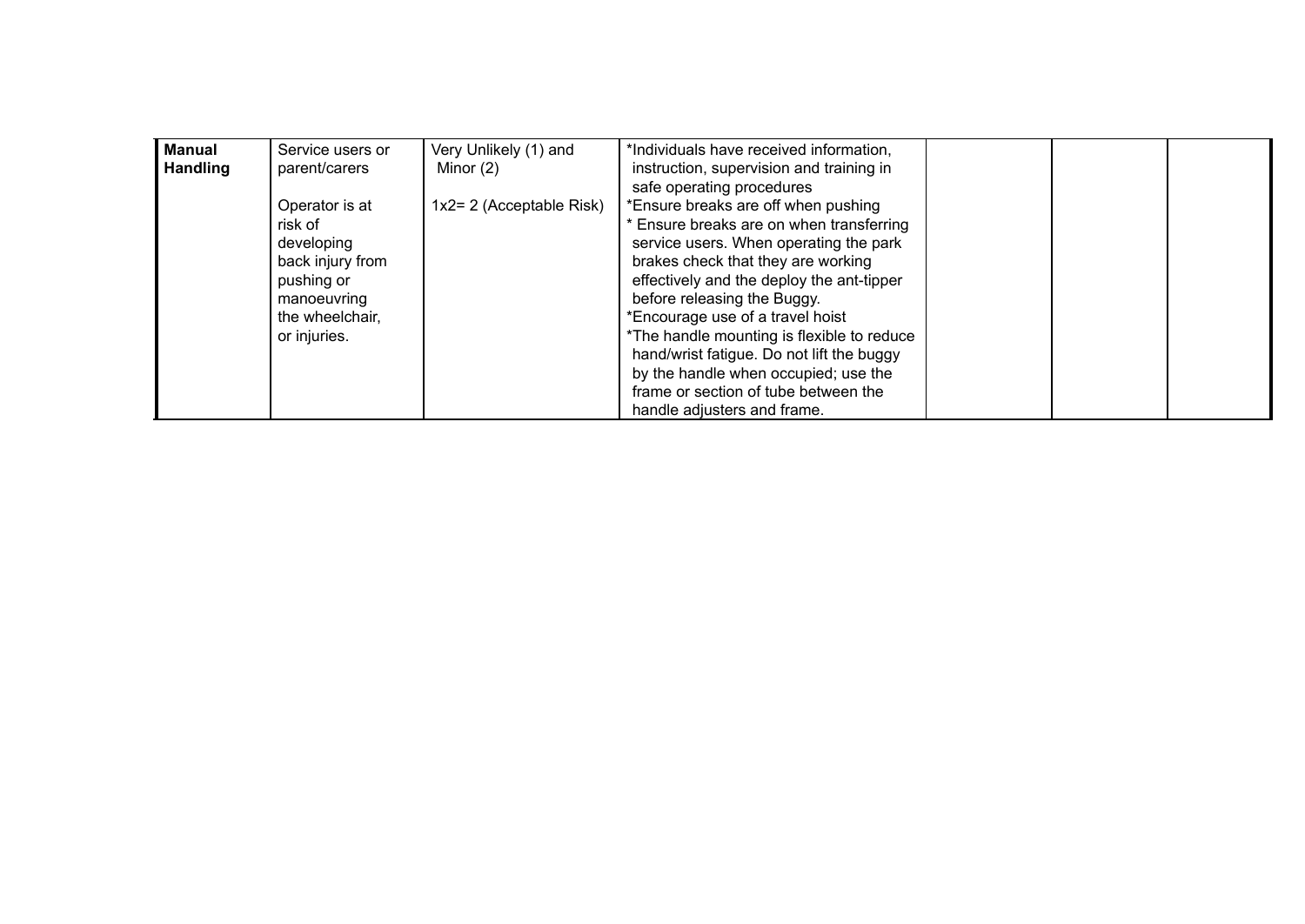| | | | | | | |
|---|---|---|---|---|---|---|
| **Manual Handling** | Service users or parent/carers<br><br>Operator is at risk of developing back injury from pushing or manoeuvring the wheelchair, or injuries. | Very Unlikely (1) and Minor (2)<br><br>1x2= 2 (Acceptable Risk) | *Individuals have received information, instruction, supervision and training in safe operating procedures<br>*Ensure breaks are off when pushing<br>* Ensure breaks are on when transferring service users. When operating the park brakes check that they are working effectively and the deploy the ant-tipper before releasing the Buggy.<br>*Encourage use of a travel hoist<br>*The handle mounting is flexible to reduce hand/wrist fatigue. Do not lift the buggy by the handle when occupied; use the frame or section of tube between the handle adjusters and frame. | | | |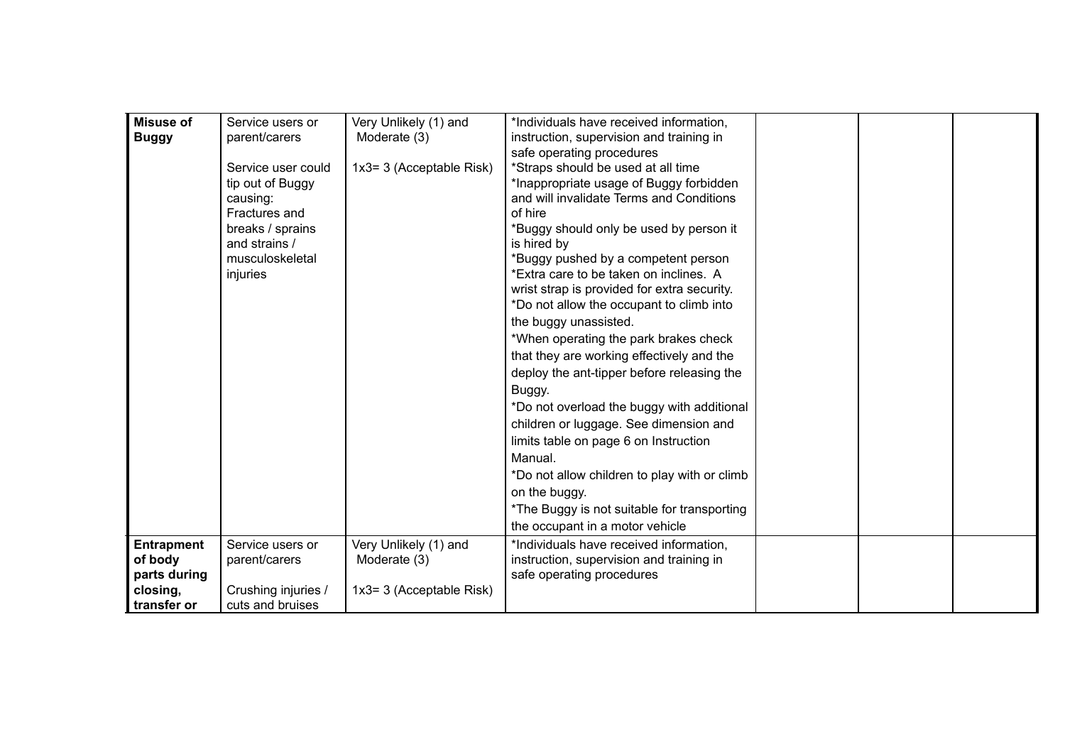| | | | | | | |
|---|---|---|---|---|---|---|
| **Misuse of Buggy** | Service users or parent/carers<br><br>Service user could tip out of Buggy causing:<br>Fractures and breaks / sprains and strains / musculoskeletal injuries | Very Unlikely (1) and Moderate (3)<br><br>1x3= 3 (Acceptable Risk) | *Individuals have received information, instruction, supervision and training in safe operating procedures<br>*Straps should be used at all time<br>*Inappropriate usage of Buggy forbidden and will invalidate Terms and Conditions of hire<br>*Buggy should only be used by person it is hired by<br>*Buggy pushed by a competent person<br>*Extra care to be taken on inclines. A wrist strap is provided for extra security.<br>*Do not allow the occupant to climb into the buggy unassisted.<br>*When operating the park brakes check that they are working effectively and the deploy the ant-tipper before releasing the Buggy.<br>*Do not overload the buggy with additional children or luggage. See dimension and limits table on page 6 on Instruction Manual.<br>*Do not allow children to play with or climb on the buggy.<br>*The Buggy is not suitable for transporting the occupant in a motor vehicle | | | |
| **Entrapment of body parts during closing, transfer or** | Service users or parent/carers<br><br>Crushing injuries / cuts and bruises | Very Unlikely (1) and Moderate (3)<br><br>1x3= 3 (Acceptable Risk) | *Individuals have received information, instruction, supervision and training in safe operating procedures | | | |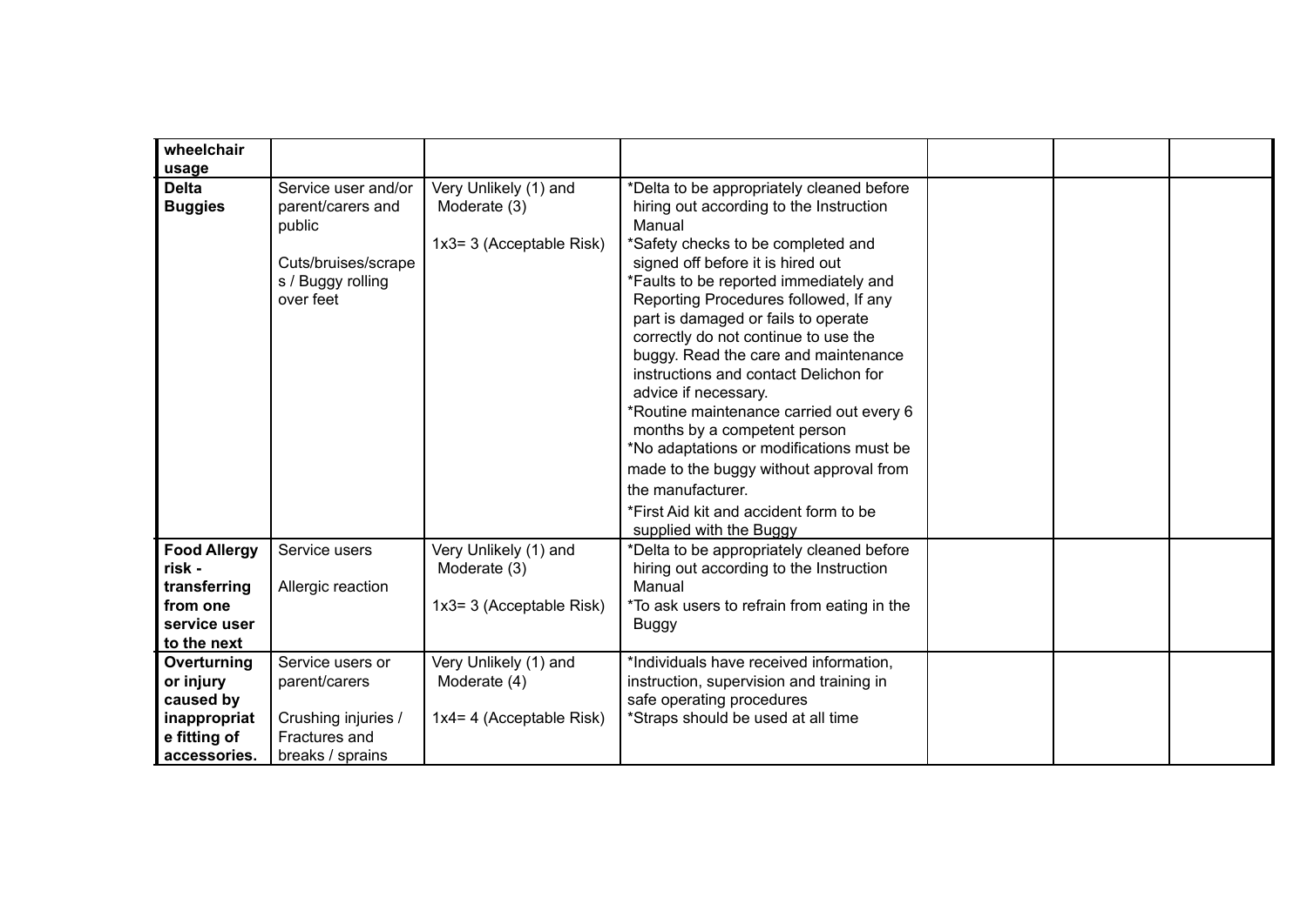| | | | | | | |
|---|---|---|---|---|---|---|
| **wheelchair usage** | | | | | | |
| **Delta Buggies** | Service user and/or parent/carers and public<br><br>Cuts/bruises/scrapes / Buggy rolling over feet | Very Unlikely (1) and Moderate (3)<br><br>1x3= 3 (Acceptable Risk) | *Delta to be appropriately cleaned before hiring out according to the Instruction Manual<br>*Safety checks to be completed and signed off before it is hired out<br>*Faults to be reported immediately and Reporting Procedures followed, If any part is damaged or fails to operate correctly do not continue to use the buggy. Read the care and maintenance instructions and contact Delichon for advice if necessary.<br>*Routine maintenance carried out every 6 months by a competent person<br>*No adaptations or modifications must be made to the buggy without approval from the manufacturer.<br>*First Aid kit and accident form to be supplied with the Buggy | | | |
| **Food Allergy risk - transferring from one service user to the next** | Service users<br><br>Allergic reaction | Very Unlikely (1) and Moderate (3)<br><br>1x3= 3 (Acceptable Risk) | *Delta to be appropriately cleaned before hiring out according to the Instruction Manual<br>*To ask users to refrain from eating in the Buggy | | | |
| **Overturning or injury caused by inappropriate fitting of accessories.** | Service users or parent/carers<br><br>Crushing injuries / Fractures and breaks / sprains | Very Unlikely (1) and Moderate (4)<br><br>1x4= 4 (Acceptable Risk) | *Individuals have received information, instruction, supervision and training in safe operating procedures<br>*Straps should be used at all time | | | |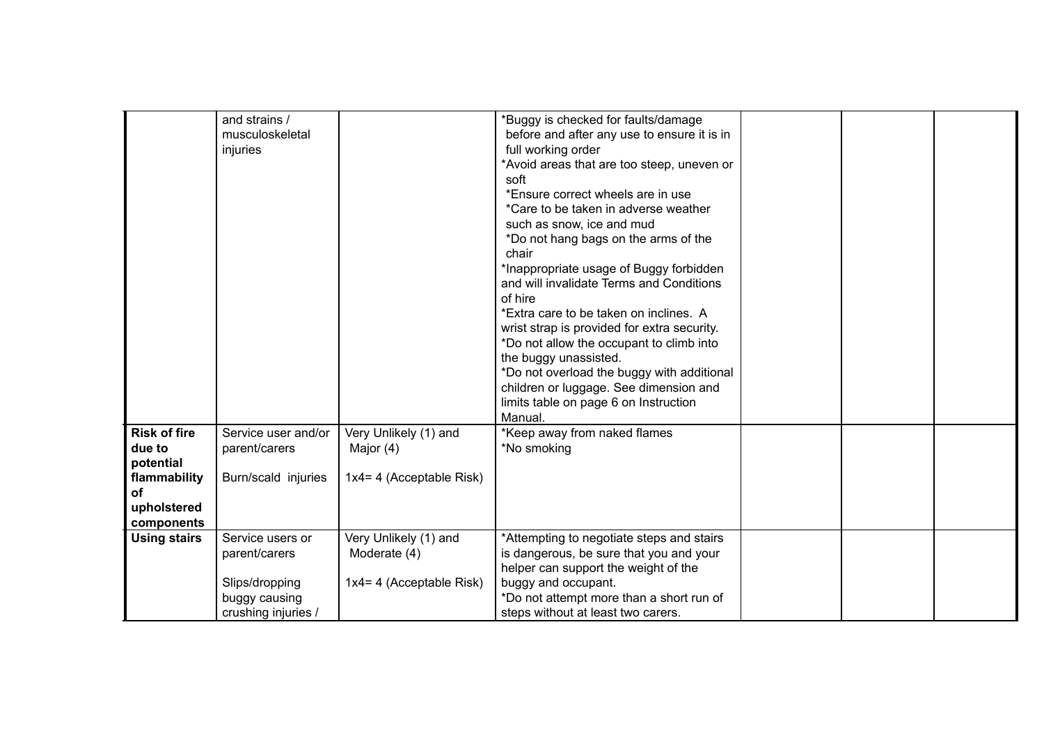| | | | | | | |
|---|---|---|---|---|---|---|
| | and strains / musculoskeletal injuries | | *Buggy is checked for faults/damage before and after any use to ensure it is in full working order<br>*Avoid areas that are too steep, uneven or soft<br>*Ensure correct wheels are in use<br>*Care to be taken in adverse weather such as snow, ice and mud<br>*Do not hang bags on the arms of the chair<br>*Inappropriate usage of Buggy forbidden and will invalidate Terms and Conditions of hire<br>*Extra care to be taken on inclines. A wrist strap is provided for extra security.<br>*Do not allow the occupant to climb into the buggy unassisted.<br>*Do not overload the buggy with additional children or luggage. See dimension and limits table on page 6 on Instruction Manual. | | | |
| **Risk of fire due to potential flammability of upholstered components** | Service user and/or parent/carers<br><br>Burn/scald injuries | Very Unlikely (1) and Major (4)<br><br>1x4= 4 (Acceptable Risk) | *Keep away from naked flames<br>*No smoking | | | |
| **Using stairs** | Service users or parent/carers<br><br>Slips/dropping buggy causing crushing injuries / | Very Unlikely (1) and Moderate (4)<br><br>1x4= 4 (Acceptable Risk) | *Attempting to negotiate steps and stairs is dangerous, be sure that you and your helper can support the weight of the buggy and occupant.<br>*Do not attempt more than a short run of steps without at least two carers. | | | |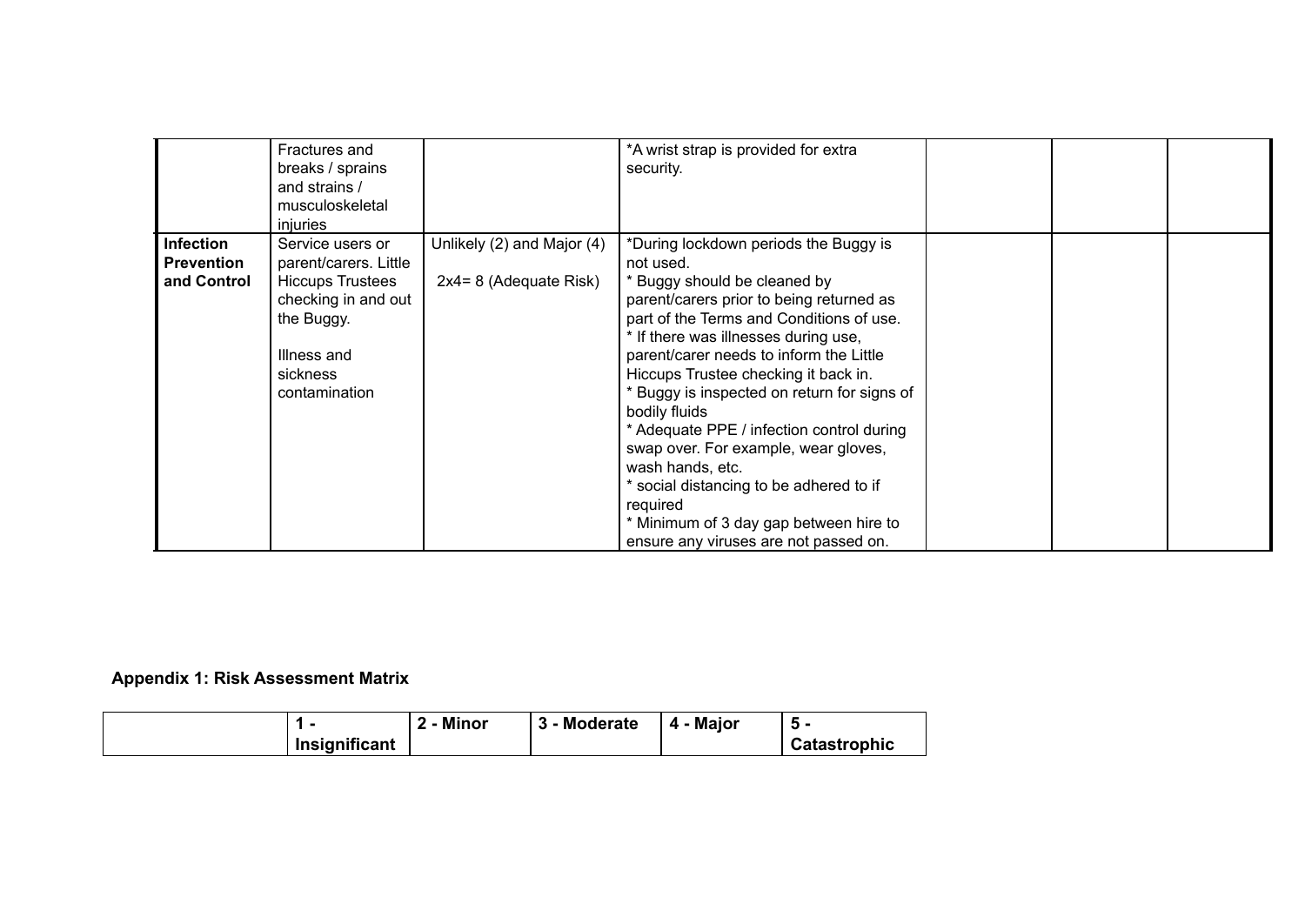| | | | | | | |
|---|---|---|---|---|---|---|
| | Fractures and breaks / sprains and strains / musculoskeletal injuries | | *A wrist strap is provided for extra security. | | | |
| **Infection Prevention and Control** | Service users or parent/carers. Little Hiccups Trustees checking in and out the Buggy.<br><br>Illness and sickness contamination | Unlikely (2) and Major (4)<br><br>2x4= 8 (Adequate Risk) | *During lockdown periods the Buggy is not used.<br>* Buggy should be cleaned by parent/carers prior to being returned as part of the Terms and Conditions of use.<br>* If there was illnesses during use, parent/carer needs to inform the Little Hiccups Trustee checking it back in.<br>* Buggy is inspected on return for signs of bodily fluids<br>* Adequate PPE / infection control during swap over. For example, wear gloves, wash hands, etc.<br>* social distancing to be adhered to if required<br>* Minimum of 3 day gap between hire to ensure any viruses are not passed on. | | | |

**Appendix 1: Risk Assessment Matrix**

| | **1 - Insignificant** | **2 - Minor** | **3 - Moderate** | **4 - Major** | **5 - Catastrophic** |
|---|---|---|---|---|---|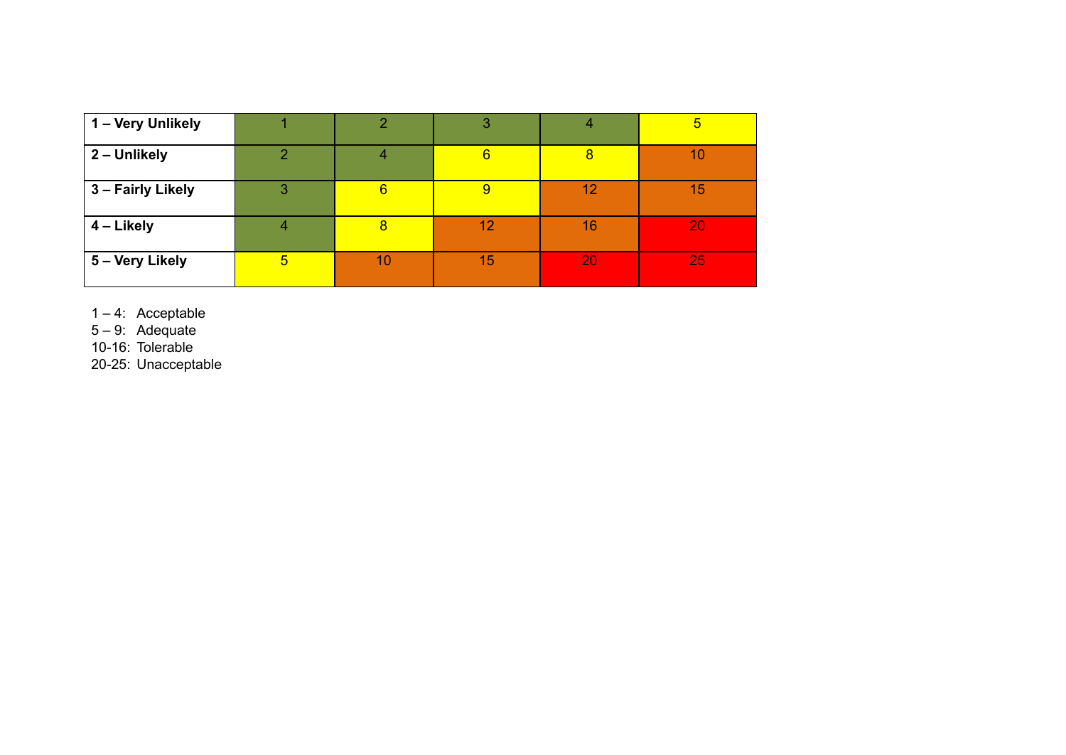| | | | | | |
|---|---|---|---|---|---|
| **1 – Very Unlikely** | 1 | 2 | 3 | 4 | 5 |
| **2 – Unlikely** | 2 | 4 | 6 | 8 | 10 |
| **3 – Fairly Likely** | 3 | 6 | 9 | 12 | 15 |
| **4 – Likely** | 4 | 8 | 12 | 16 | 20 |
| **5 – Very Likely** | 5 | 10 | 15 | 20 | 25 |

1 – 4: Acceptable
5 – 9: Adequate
10-16: Tolerable
20-25: Unacceptable